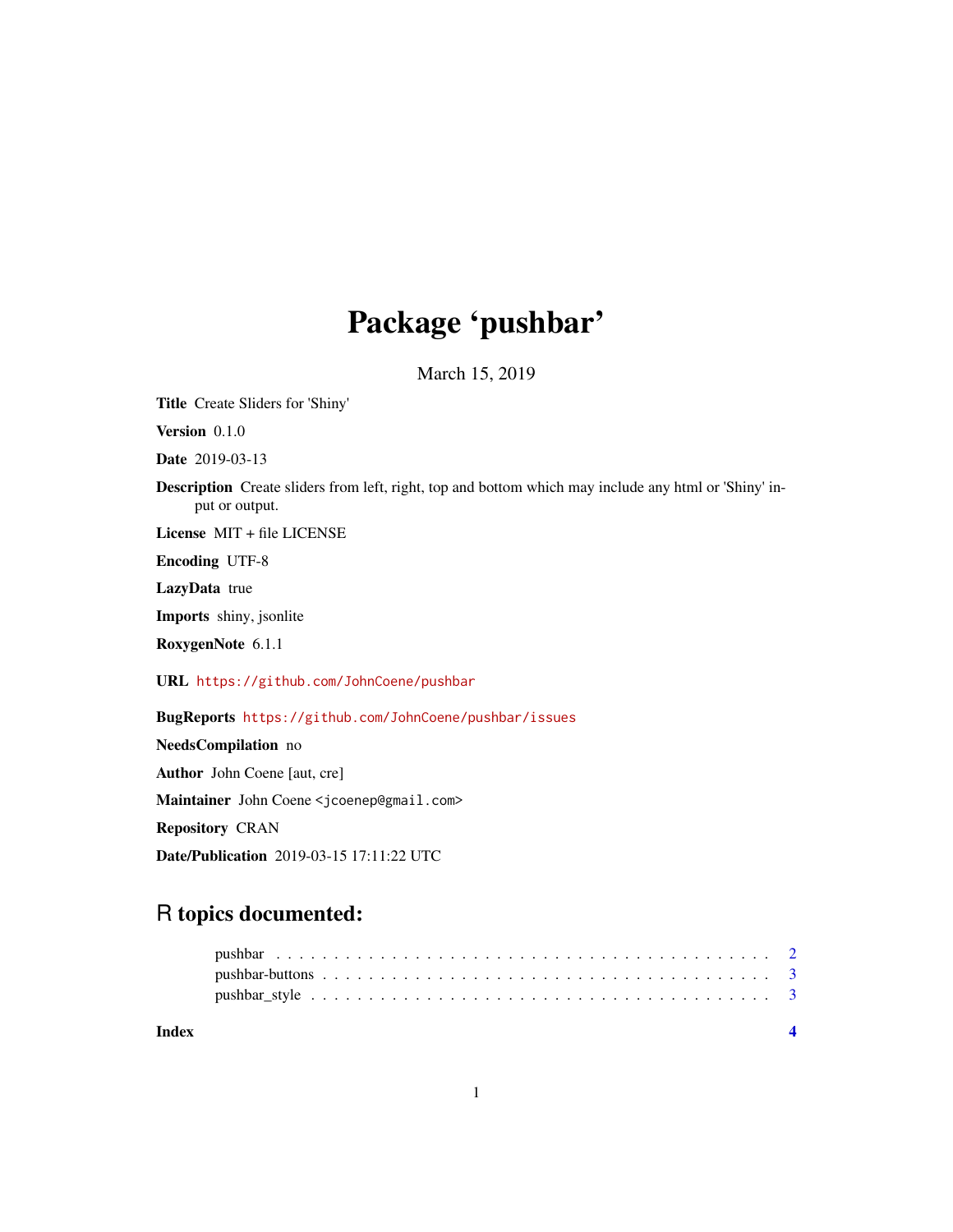# Package ‘pushbar’

March 15, 2019

**Title** Create Sliders for 'Shiny'

**Version** 0.1.0

**Date** 2019-03-13

**Description** Create sliders from left, right, top and bottom which may include any html or 'Shiny' input or output.

**License** MIT + file LICENSE

**Encoding** UTF-8

**LazyData** true

**Imports** shiny, jsonlite

**RoxygenNote** 6.1.1

**URL** https://github.com/JohnCoene/pushbar

**BugReports** https://github.com/JohnCoene/pushbar/issues

**NeedsCompilation** no

**Author** John Coene [aut, cre]

**Maintainer** John Coene <jcoenep@gmail.com>

**Repository** CRAN

**Date/Publication** 2019-03-15 17:11:22 UTC

## R topics documented:

- pushbar . . . . . . . . . . . . . . . . . . . . . . . . . . . . . . . . . . . . . . . . . 2
- pushbar-buttons . . . . . . . . . . . . . . . . . . . . . . . . . . . . . . . . . . . . . 3
- pushbar_style . . . . . . . . . . . . . . . . . . . . . . . . . . . . . . . . . . . . . . 3

**Index** **4**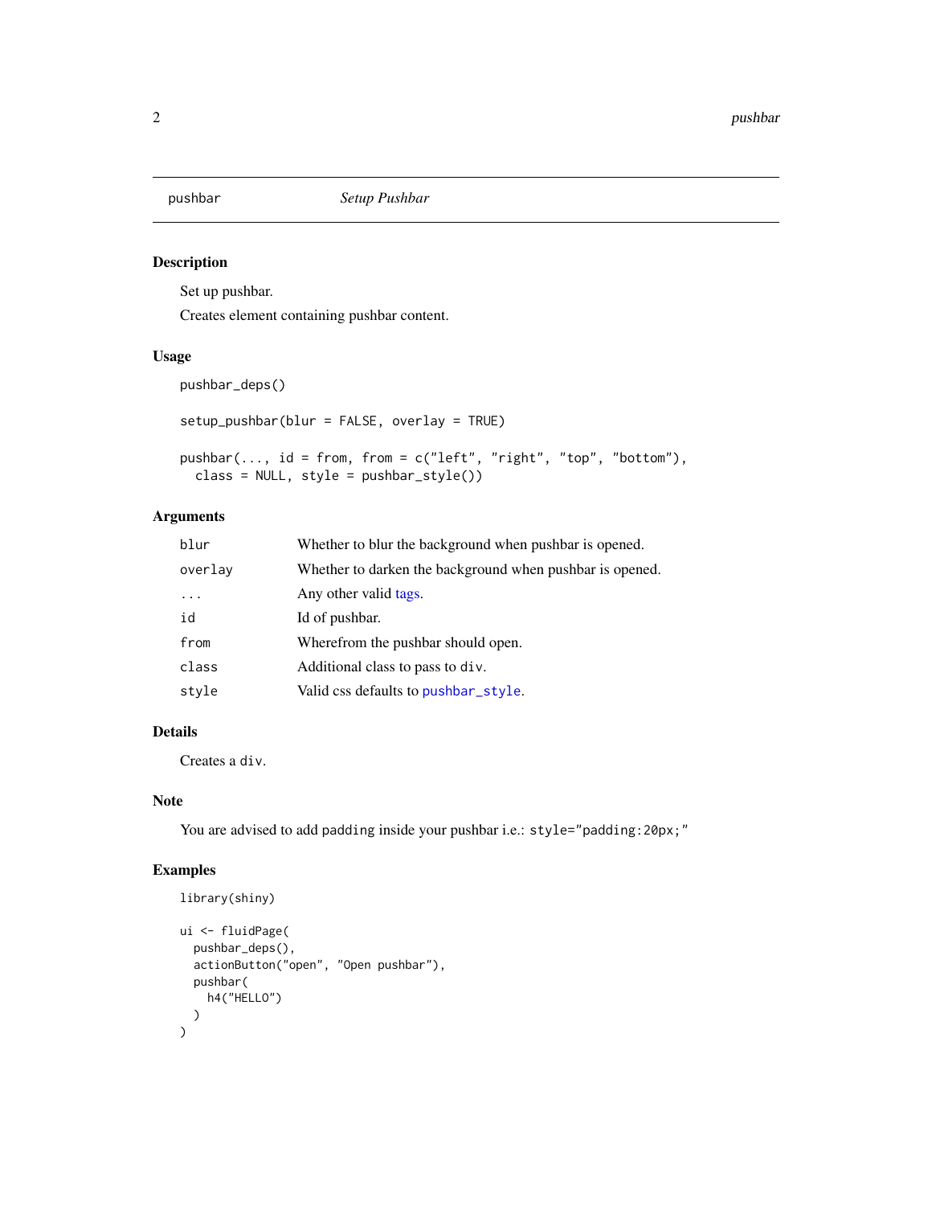## pushbar — *Setup Pushbar*

### Description

Set up pushbar.

Creates element containing pushbar content.

### Usage

```
pushbar_deps()

setup_pushbar(blur = FALSE, overlay = TRUE)

pushbar(..., id = from, from = c("left", "right", "top", "bottom"),
  class = NULL, style = pushbar_style())
```

### Arguments

| | |
|---|---|
| `blur` | Whether to blur the background when pushbar is opened. |
| `overlay` | Whether to darken the background when pushbar is opened. |
| `...` | Any other valid tags. |
| `id` | Id of pushbar. |
| `from` | Wherefrom the pushbar should open. |
| `class` | Additional class to pass to `div`. |
| `style` | Valid css defaults to `pushbar_style`. |

### Details

Creates a `div`.

### Note

You are advised to add `padding` inside your pushbar i.e.: `style="padding:20px;"`

### Examples

```
library(shiny)

ui <- fluidPage(
  pushbar_deps(),
  actionButton("open", "Open pushbar"),
  pushbar(
    h4("HELLO")
  )
)
```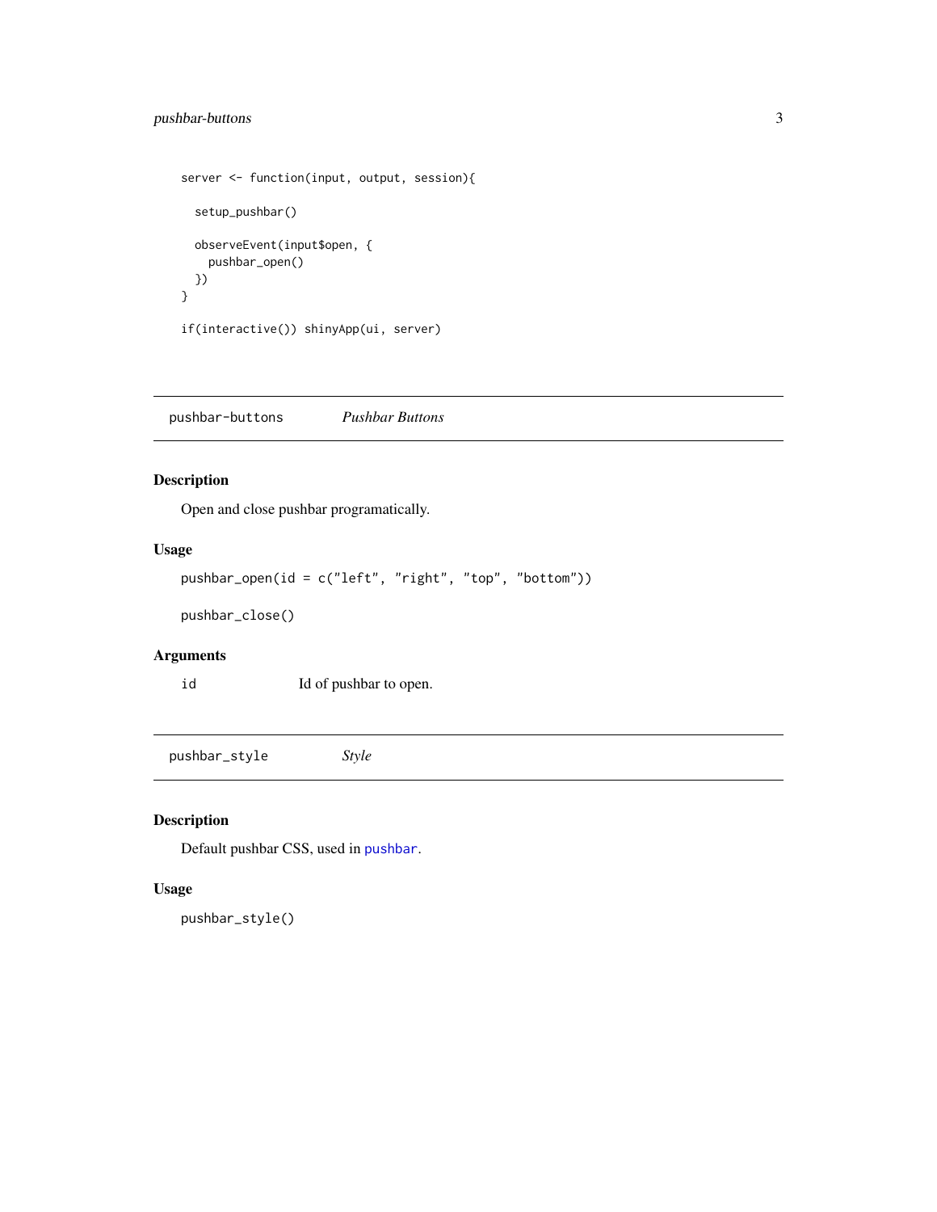```
server <- function(input, output, session){

  setup_pushbar()

  observeEvent(input$open, {
    pushbar_open()
  })
}

if(interactive()) shinyApp(ui, server)
```

## pushbar-buttons *Pushbar Buttons*

### Description

Open and close pushbar programatically.

### Usage

```
pushbar_open(id = c("left", "right", "top", "bottom"))

pushbar_close()
```

### Arguments

| | |
|---|---|
| `id` | Id of pushbar to open. |

## pushbar_style *Style*

### Description

Default pushbar CSS, used in `pushbar`.

### Usage

```
pushbar_style()
```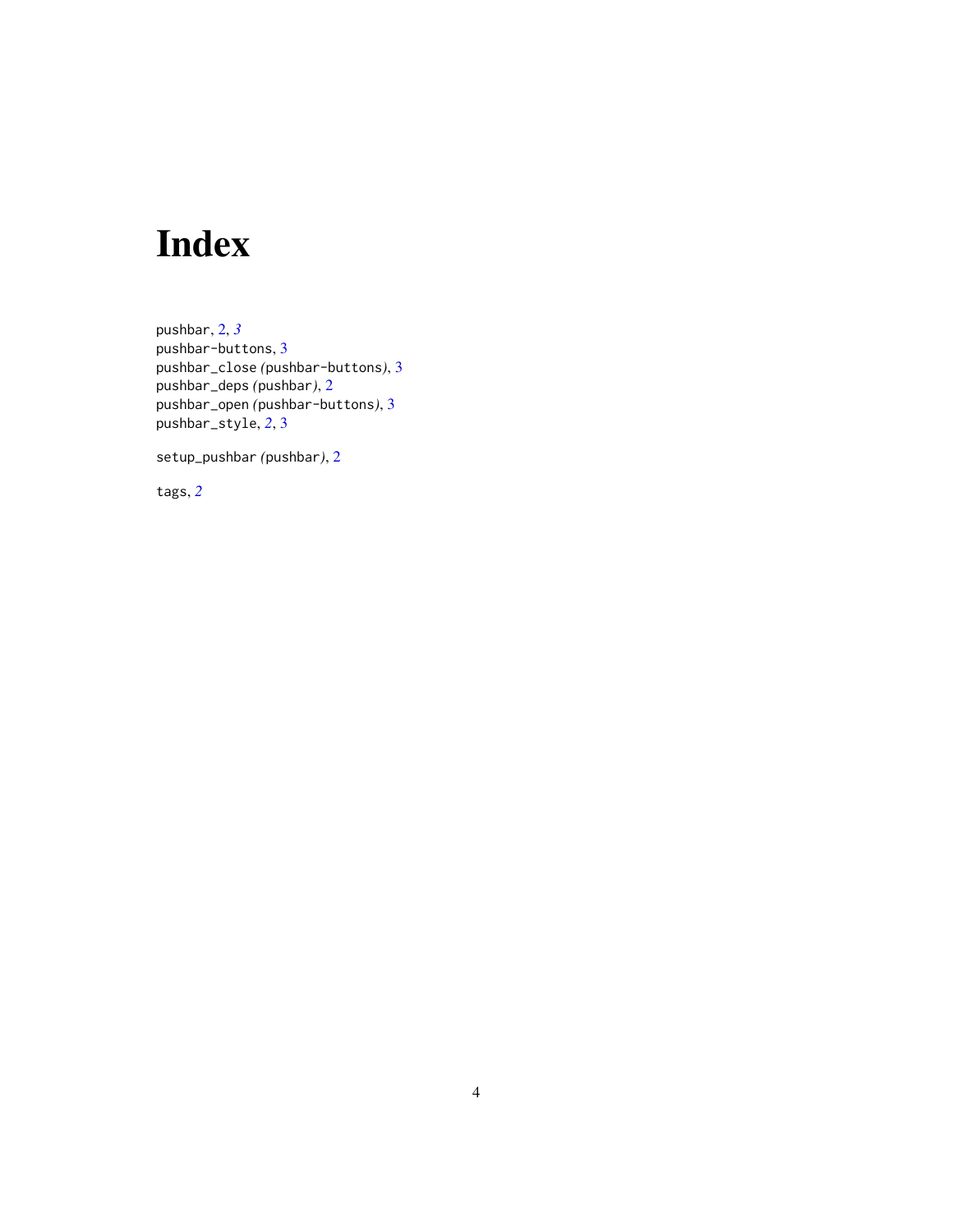# Index

pushbar, 2, *3*
pushbar-buttons, 3
pushbar_close *(*pushbar-buttons*)*, 3
pushbar_deps *(*pushbar*)*, 2
pushbar_open *(*pushbar-buttons*)*, 3
pushbar_style, *2*, 3

setup_pushbar *(*pushbar*)*, 2

tags, *2*